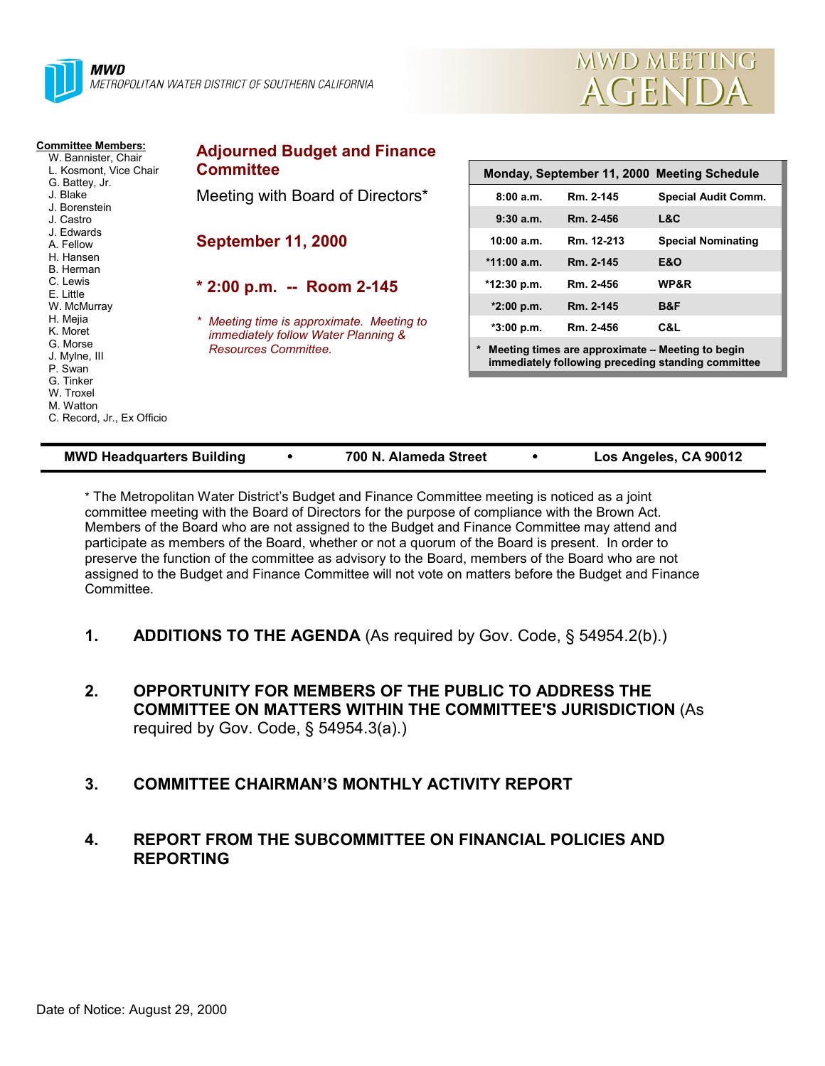**MWD**
METROPOLITAN WATER DISTRICT OF SOUTHERN CALIFORNIA

# MWD MEETING AGENDA

**Committee Members:**
W. Bannister, Chair
L. Kosmont, Vice Chair
G. Battey, Jr.
J. Blake
J. Borenstein
J. Castro
J. Edwards
A. Fellow
H. Hansen
B. Herman
C. Lewis
E. Little
W. McMurray
H. Mejia
K. Moret
G. Morse
J. Mylne, III
P. Swan
G. Tinker
W. Troxel
M. Watton
C. Record, Jr., Ex Officio

## Adjourned Budget and Finance Committee

Meeting with Board of Directors*

**September 11, 2000**

**\* 2:00 p.m. -- Room 2-145**

*\* Meeting time is approximate. Meeting to immediately follow Water Planning & Resources Committee.*

| Monday, September 11, 2000 Meeting Schedule | | |
|---|---|---|
| 8:00 a.m. | Rm. 2-145 | Special Audit Comm. |
| 9:30 a.m. | Rm. 2-456 | L&C |
| 10:00 a.m. | Rm. 12-213 | Special Nominating |
| *11:00 a.m. | Rm. 2-145 | E&O |
| *12:30 p.m. | Rm. 2-456 | WP&R |
| *2:00 p.m. | Rm. 2-145 | B&F |
| *3:00 p.m. | Rm. 2-456 | C&L |

\* Meeting times are approximate – Meeting to begin immediately following preceding standing committee

**MWD Headquarters Building • 700 N. Alameda Street • Los Angeles, CA 90012**

\* The Metropolitan Water District's Budget and Finance Committee meeting is noticed as a joint committee meeting with the Board of Directors for the purpose of compliance with the Brown Act. Members of the Board who are not assigned to the Budget and Finance Committee may attend and participate as members of the Board, whether or not a quorum of the Board is present. In order to preserve the function of the committee as advisory to the Board, members of the Board who are not assigned to the Budget and Finance Committee will not vote on matters before the Budget and Finance Committee.

1. **ADDITIONS TO THE AGENDA** (As required by Gov. Code, § 54954.2(b).)

2. **OPPORTUNITY FOR MEMBERS OF THE PUBLIC TO ADDRESS THE COMMITTEE ON MATTERS WITHIN THE COMMITTEE'S JURISDICTION** (As required by Gov. Code, § 54954.3(a).)

3. **COMMITTEE CHAIRMAN'S MONTHLY ACTIVITY REPORT**

4. **REPORT FROM THE SUBCOMMITTEE ON FINANCIAL POLICIES AND REPORTING**

Date of Notice: August 29, 2000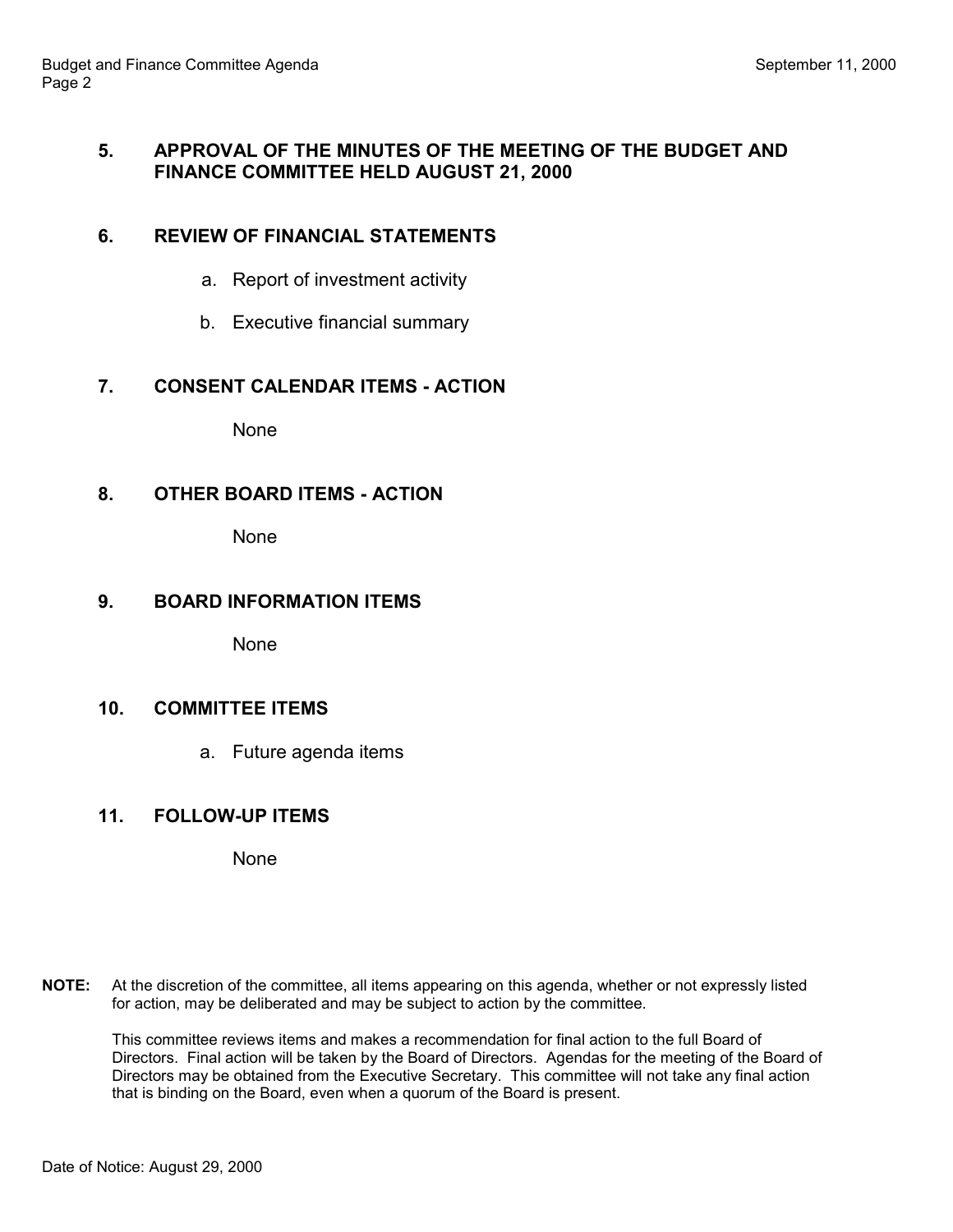**5. APPROVAL OF THE MINUTES OF THE MEETING OF THE BUDGET AND FINANCE COMMITTEE HELD AUGUST 21, 2000**

**6. REVIEW OF FINANCIAL STATEMENTS**

a. Report of investment activity

b. Executive financial summary

**7. CONSENT CALENDAR ITEMS - ACTION**

None

**8. OTHER BOARD ITEMS - ACTION**

None

**9. BOARD INFORMATION ITEMS**

None

**10. COMMITTEE ITEMS**

a. Future agenda items

**11. FOLLOW-UP ITEMS**

None

**NOTE:** At the discretion of the committee, all items appearing on this agenda, whether or not expressly listed for action, may be deliberated and may be subject to action by the committee.

This committee reviews items and makes a recommendation for final action to the full Board of Directors. Final action will be taken by the Board of Directors. Agendas for the meeting of the Board of Directors may be obtained from the Executive Secretary. This committee will not take any final action that is binding on the Board, even when a quorum of the Board is present.

Date of Notice: August 29, 2000